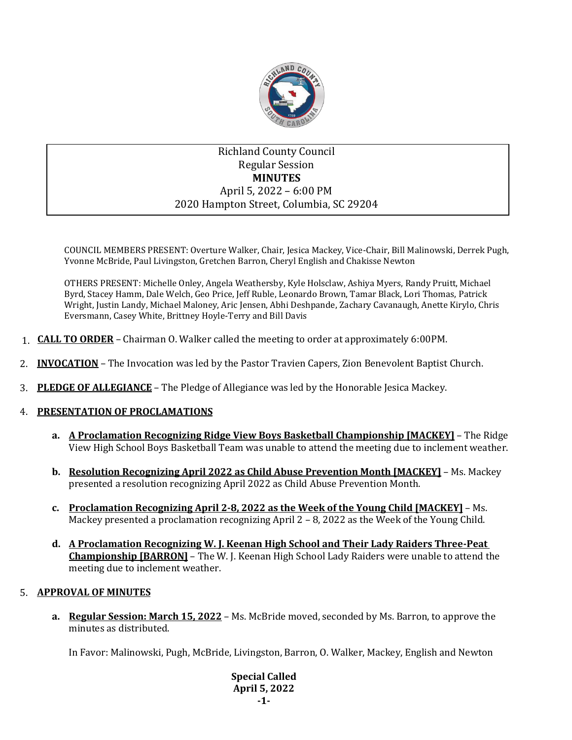Richland County Council
Regular Session
**MINUTES**
April 5, 2022 – 6:00 PM
2020 Hampton Street, Columbia, SC 29204

COUNCIL MEMBERS PRESENT: Overture Walker, Chair, Jesica Mackey, Vice-Chair, Bill Malinowski, Derrek Pugh, Yvonne McBride, Paul Livingston, Gretchen Barron, Cheryl English and Chakisse Newton

OTHERS PRESENT: Michelle Onley, Angela Weathersby, Kyle Holsclaw, Ashiya Myers, Randy Pruitt, Michael Byrd, Stacey Hamm, Dale Welch, Geo Price, Jeff Ruble, Leonardo Brown, Tamar Black, Lori Thomas, Patrick Wright, Justin Landy, Michael Maloney, Aric Jensen, Abhi Deshpande, Zachary Cavanaugh, Anette Kirylo, Chris Eversmann, Casey White, Brittney Hoyle-Terry and Bill Davis

1. **CALL TO ORDER** – Chairman O. Walker called the meeting to order at approximately 6:00PM.

2. **INVOCATION** – The Invocation was led by the Pastor Travien Capers, Zion Benevolent Baptist Church.

3. **PLEDGE OF ALLEGIANCE** – The Pledge of Allegiance was led by the Honorable Jesica Mackey.

4. **PRESENTATION OF PROCLAMATIONS**

   a. **A Proclamation Recognizing Ridge View Boys Basketball Championship [MACKEY]** – The Ridge View High School Boys Basketball Team was unable to attend the meeting due to inclement weather.

   b. **Resolution Recognizing April 2022 as Child Abuse Prevention Month [MACKEY]** – Ms. Mackey presented a resolution recognizing April 2022 as Child Abuse Prevention Month.

   c. **Proclamation Recognizing April 2-8, 2022 as the Week of the Young Child [MACKEY]** – Ms. Mackey presented a proclamation recognizing April 2 – 8, 2022 as the Week of the Young Child.

   d. **A Proclamation Recognizing W. J. Keenan High School and Their Lady Raiders Three-Peat Championship [BARRON]** – The W. J. Keenan High School Lady Raiders were unable to attend the meeting due to inclement weather.

5. **APPROVAL OF MINUTES**

   a. **Regular Session: March 15, 2022** – Ms. McBride moved, seconded by Ms. Barron, to approve the minutes as distributed.

   In Favor: Malinowski, Pugh, McBride, Livingston, Barron, O. Walker, Mackey, English and Newton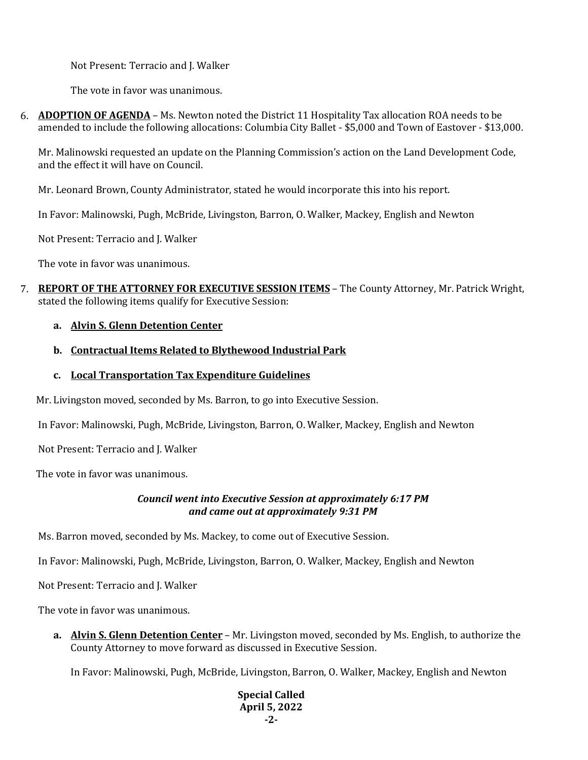Not Present: Terracio and J. Walker

The vote in favor was unanimous.

6. **ADOPTION OF AGENDA** – Ms. Newton noted the District 11 Hospitality Tax allocation ROA needs to be amended to include the following allocations: Columbia City Ballet - $5,000 and Town of Eastover - $13,000.

   Mr. Malinowski requested an update on the Planning Commission's action on the Land Development Code, and the effect it will have on Council.

   Mr. Leonard Brown, County Administrator, stated he would incorporate this into his report.

   In Favor: Malinowski, Pugh, McBride, Livingston, Barron, O. Walker, Mackey, English and Newton

   Not Present: Terracio and J. Walker

   The vote in favor was unanimous.

7. **REPORT OF THE ATTORNEY FOR EXECUTIVE SESSION ITEMS** – The County Attorney, Mr. Patrick Wright, stated the following items qualify for Executive Session:

   a. **Alvin S. Glenn Detention Center**

   b. **Contractual Items Related to Blythewood Industrial Park**

   c. **Local Transportation Tax Expenditure Guidelines**

   Mr. Livingston moved, seconded by Ms. Barron, to go into Executive Session.

   In Favor: Malinowski, Pugh, McBride, Livingston, Barron, O. Walker, Mackey, English and Newton

   Not Present: Terracio and J. Walker

   The vote in favor was unanimous.

   ***Council went into Executive Session at approximately 6:17 PM and came out at approximately 9:31 PM***

   Ms. Barron moved, seconded by Ms. Mackey, to come out of Executive Session.

   In Favor: Malinowski, Pugh, McBride, Livingston, Barron, O. Walker, Mackey, English and Newton

   Not Present: Terracio and J. Walker

   The vote in favor was unanimous.

   a. **Alvin S. Glenn Detention Center** – Mr. Livingston moved, seconded by Ms. English, to authorize the County Attorney to move forward as discussed in Executive Session.

      In Favor: Malinowski, Pugh, McBride, Livingston, Barron, O. Walker, Mackey, English and Newton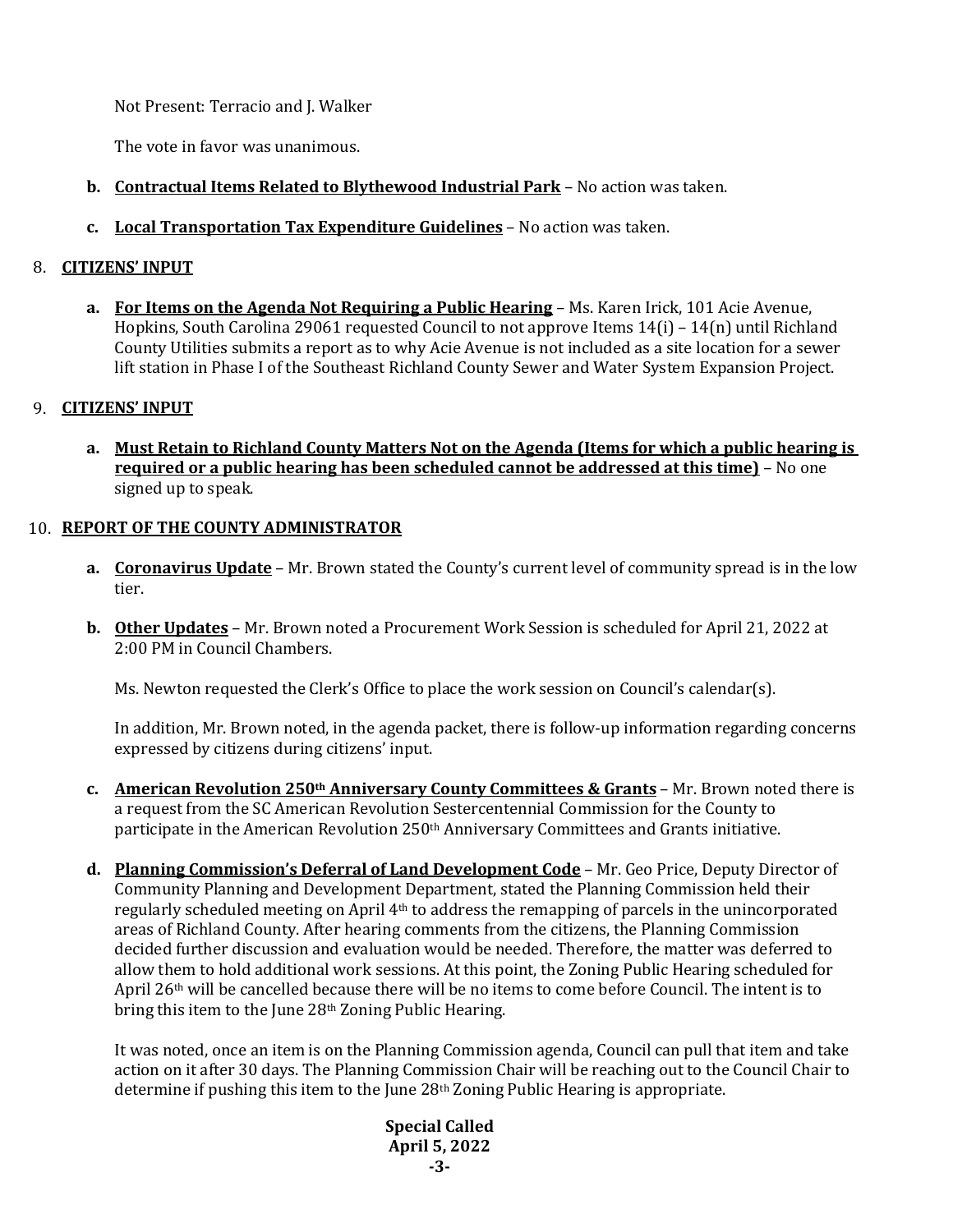Not Present: Terracio and J. Walker

The vote in favor was unanimous.

**b. <u>Contractual Items Related to Blythewood Industrial Park</u>** – No action was taken.

**c. <u>Local Transportation Tax Expenditure Guidelines</u>** – No action was taken.

8. **<u>CITIZENS' INPUT</u>**

**a. <u>For Items on the Agenda Not Requiring a Public Hearing</u>** – Ms. Karen Irick, 101 Acie Avenue, Hopkins, South Carolina 29061 requested Council to not approve Items 14(i) – 14(n) until Richland County Utilities submits a report as to why Acie Avenue is not included as a site location for a sewer lift station in Phase I of the Southeast Richland County Sewer and Water System Expansion Project.

9. **<u>CITIZENS' INPUT</u>**

**a. <u>Must Retain to Richland County Matters Not on the Agenda (Items for which a public hearing is required or a public hearing has been scheduled cannot be addressed at this time)</u>** – No one signed up to speak.

10. **<u>REPORT OF THE COUNTY ADMINISTRATOR</u>**

**a. <u>Coronavirus Update</u>** – Mr. Brown stated the County's current level of community spread is in the low tier.

**b. <u>Other Updates</u>** – Mr. Brown noted a Procurement Work Session is scheduled for April 21, 2022 at 2:00 PM in Council Chambers.

Ms. Newton requested the Clerk's Office to place the work session on Council's calendar(s).

In addition, Mr. Brown noted, in the agenda packet, there is follow-up information regarding concerns expressed by citizens during citizens' input.

**c. <u>American Revolution 250th Anniversary County Committees & Grants</u>** – Mr. Brown noted there is a request from the SC American Revolution Sestercentennial Commission for the County to participate in the American Revolution 250th Anniversary Committees and Grants initiative.

**d. <u>Planning Commission's Deferral of Land Development Code</u>** – Mr. Geo Price, Deputy Director of Community Planning and Development Department, stated the Planning Commission held their regularly scheduled meeting on April 4th to address the remapping of parcels in the unincorporated areas of Richland County. After hearing comments from the citizens, the Planning Commission decided further discussion and evaluation would be needed. Therefore, the matter was deferred to allow them to hold additional work sessions. At this point, the Zoning Public Hearing scheduled for April 26th will be cancelled because there will be no items to come before Council. The intent is to bring this item to the June 28th Zoning Public Hearing.

It was noted, once an item is on the Planning Commission agenda, Council can pull that item and take action on it after 30 days. The Planning Commission Chair will be reaching out to the Council Chair to determine if pushing this item to the June 28th Zoning Public Hearing is appropriate.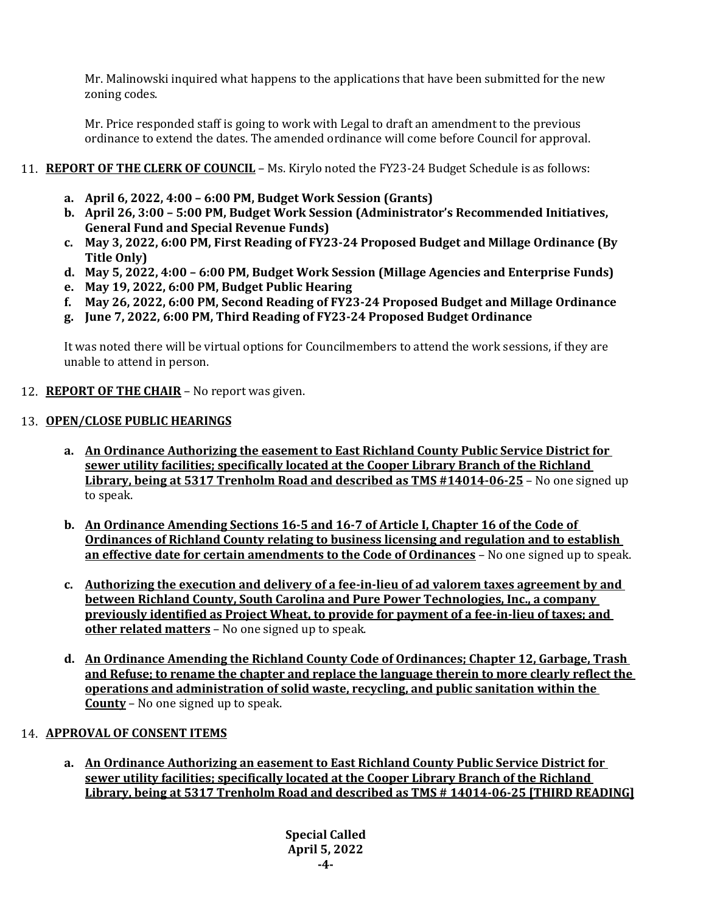Mr. Malinowski inquired what happens to the applications that have been submitted for the new zoning codes.

Mr. Price responded staff is going to work with Legal to draft an amendment to the previous ordinance to extend the dates. The amended ordinance will come before Council for approval.

11. **REPORT OF THE CLERK OF COUNCIL** – Ms. Kirylo noted the FY23-24 Budget Schedule is as follows:

    **a. April 6, 2022, 4:00 – 6:00 PM, Budget Work Session (Grants)**
    **b. April 26, 3:00 – 5:00 PM, Budget Work Session (Administrator's Recommended Initiatives, General Fund and Special Revenue Funds)**
    **c. May 3, 2022, 6:00 PM, First Reading of FY23-24 Proposed Budget and Millage Ordinance (By Title Only)**
    **d. May 5, 2022, 4:00 – 6:00 PM, Budget Work Session (Millage Agencies and Enterprise Funds)**
    **e. May 19, 2022, 6:00 PM, Budget Public Hearing**
    **f. May 26, 2022, 6:00 PM, Second Reading of FY23-24 Proposed Budget and Millage Ordinance**
    **g. June 7, 2022, 6:00 PM, Third Reading of FY23-24 Proposed Budget Ordinance**

    It was noted there will be virtual options for Councilmembers to attend the work sessions, if they are unable to attend in person.

12. **REPORT OF THE CHAIR** – No report was given.

13. **OPEN/CLOSE PUBLIC HEARINGS**

    **a. An Ordinance Authorizing the easement to East Richland County Public Service District for sewer utility facilities; specifically located at the Cooper Library Branch of the Richland Library, being at 5317 Trenholm Road and described as TMS #14014-06-25** – No one signed up to speak.

    **b. An Ordinance Amending Sections 16-5 and 16-7 of Article I, Chapter 16 of the Code of Ordinances of Richland County relating to business licensing and regulation and to establish an effective date for certain amendments to the Code of Ordinances** – No one signed up to speak.

    **c. Authorizing the execution and delivery of a fee-in-lieu of ad valorem taxes agreement by and between Richland County, South Carolina and Pure Power Technologies, Inc., a company previously identified as Project Wheat, to provide for payment of a fee-in-lieu of taxes; and other related matters** – No one signed up to speak.

    **d. An Ordinance Amending the Richland County Code of Ordinances; Chapter 12, Garbage, Trash and Refuse; to rename the chapter and replace the language therein to more clearly reflect the operations and administration of solid waste, recycling, and public sanitation within the County** – No one signed up to speak.

14. **APPROVAL OF CONSENT ITEMS**

    **a. An Ordinance Authorizing an easement to East Richland County Public Service District for sewer utility facilities; specifically located at the Cooper Library Branch of the Richland Library, being at 5317 Trenholm Road and described as TMS # 14014-06-25 [THIRD READING]**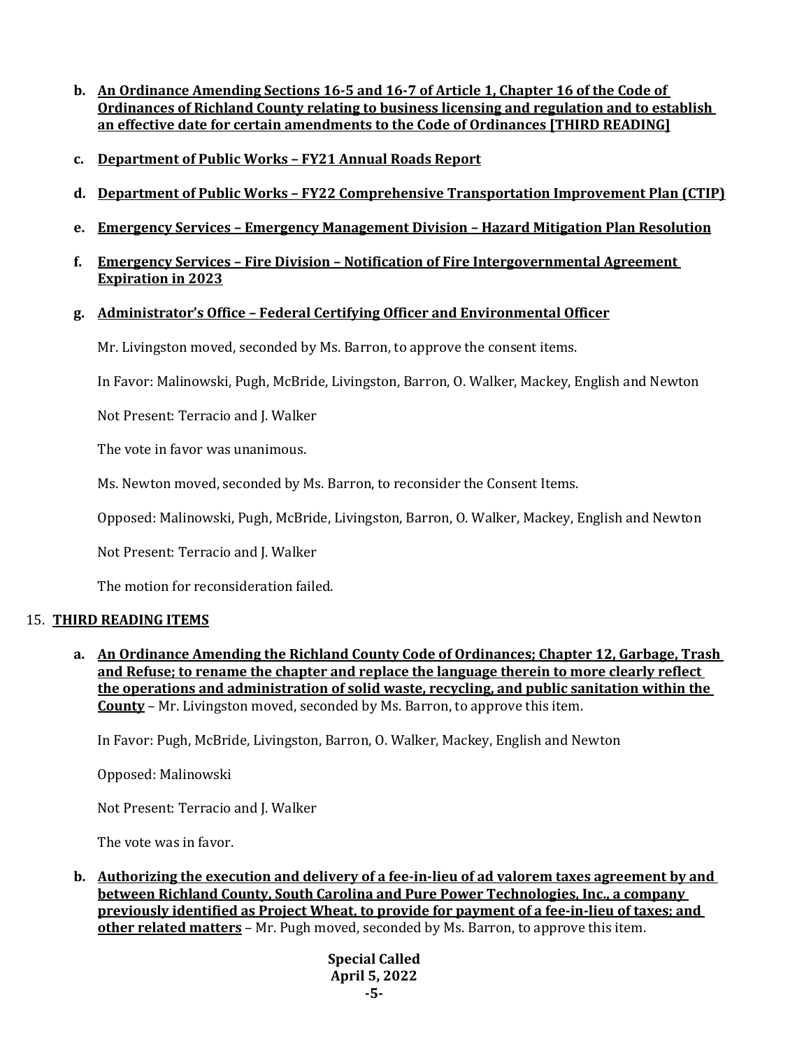b. **An Ordinance Amending Sections 16-5 and 16-7 of Article 1, Chapter 16 of the Code of Ordinances of Richland County relating to business licensing and regulation and to establish an effective date for certain amendments to the Code of Ordinances [THIRD READING]**

c. **Department of Public Works – FY21 Annual Roads Report**

d. **Department of Public Works – FY22 Comprehensive Transportation Improvement Plan (CTIP)**

e. **Emergency Services – Emergency Management Division – Hazard Mitigation Plan Resolution**

f. **Emergency Services – Fire Division – Notification of Fire Intergovernmental Agreement Expiration in 2023**

g. **Administrator's Office – Federal Certifying Officer and Environmental Officer**

Mr. Livingston moved, seconded by Ms. Barron, to approve the consent items.

In Favor: Malinowski, Pugh, McBride, Livingston, Barron, O. Walker, Mackey, English and Newton

Not Present: Terracio and J. Walker

The vote in favor was unanimous.

Ms. Newton moved, seconded by Ms. Barron, to reconsider the Consent Items.

Opposed: Malinowski, Pugh, McBride, Livingston, Barron, O. Walker, Mackey, English and Newton

Not Present: Terracio and J. Walker

The motion for reconsideration failed.

15. **THIRD READING ITEMS**

a. **An Ordinance Amending the Richland County Code of Ordinances; Chapter 12, Garbage, Trash and Refuse; to rename the chapter and replace the language therein to more clearly reflect the operations and administration of solid waste, recycling, and public sanitation within the County** – Mr. Livingston moved, seconded by Ms. Barron, to approve this item.

In Favor: Pugh, McBride, Livingston, Barron, O. Walker, Mackey, English and Newton

Opposed: Malinowski

Not Present: Terracio and J. Walker

The vote was in favor.

b. **Authorizing the execution and delivery of a fee-in-lieu of ad valorem taxes agreement by and between Richland County, South Carolina and Pure Power Technologies, Inc., a company previously identified as Project Wheat, to provide for payment of a fee-in-lieu of taxes; and other related matters** – Mr. Pugh moved, seconded by Ms. Barron, to approve this item.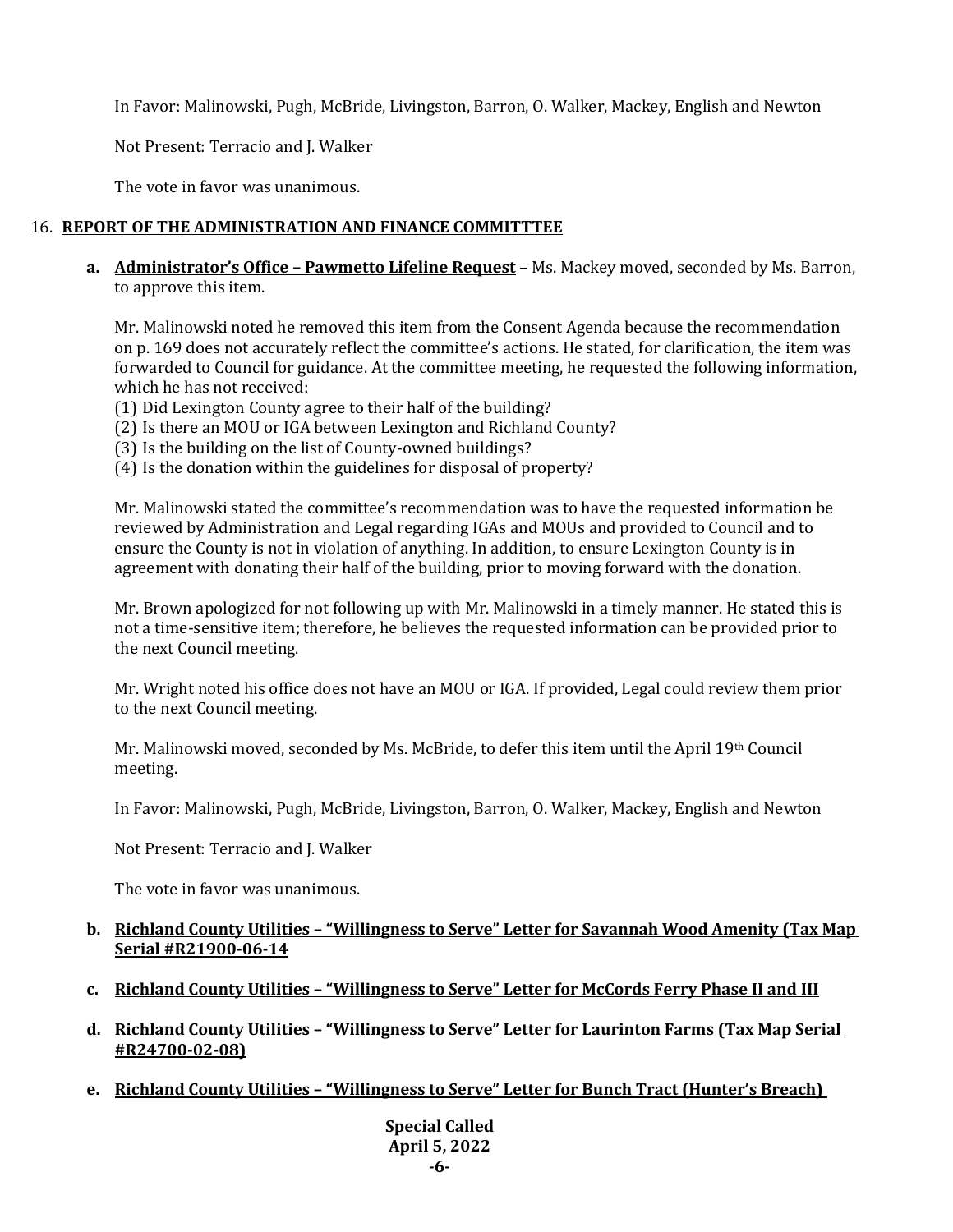In Favor: Malinowski, Pugh, McBride, Livingston, Barron, O. Walker, Mackey, English and Newton

Not Present: Terracio and J. Walker

The vote in favor was unanimous.

16. **REPORT OF THE ADMINISTRATION AND FINANCE COMMITTTEE**

**a. Administrator's Office – Pawmetto Lifeline Request** – Ms. Mackey moved, seconded by Ms. Barron, to approve this item.

Mr. Malinowski noted he removed this item from the Consent Agenda because the recommendation on p. 169 does not accurately reflect the committee's actions. He stated, for clarification, the item was forwarded to Council for guidance. At the committee meeting, he requested the following information, which he has not received:

(1) Did Lexington County agree to their half of the building?
(2) Is there an MOU or IGA between Lexington and Richland County?
(3) Is the building on the list of County-owned buildings?
(4) Is the donation within the guidelines for disposal of property?

Mr. Malinowski stated the committee's recommendation was to have the requested information be reviewed by Administration and Legal regarding IGAs and MOUs and provided to Council and to ensure the County is not in violation of anything. In addition, to ensure Lexington County is in agreement with donating their half of the building, prior to moving forward with the donation.

Mr. Brown apologized for not following up with Mr. Malinowski in a timely manner. He stated this is not a time-sensitive item; therefore, he believes the requested information can be provided prior to the next Council meeting.

Mr. Wright noted his office does not have an MOU or IGA. If provided, Legal could review them prior to the next Council meeting.

Mr. Malinowski moved, seconded by Ms. McBride, to defer this item until the April 19th Council meeting.

In Favor: Malinowski, Pugh, McBride, Livingston, Barron, O. Walker, Mackey, English and Newton

Not Present: Terracio and J. Walker

The vote in favor was unanimous.

**b. Richland County Utilities – "Willingness to Serve" Letter for Savannah Wood Amenity (Tax Map Serial #R21900-06-14**

**c. Richland County Utilities – "Willingness to Serve" Letter for McCords Ferry Phase II and III**

**d. Richland County Utilities – "Willingness to Serve" Letter for Laurinton Farms (Tax Map Serial #R24700-02-08)**

**e. Richland County Utilities – "Willingness to Serve" Letter for Bunch Tract (Hunter's Breach)**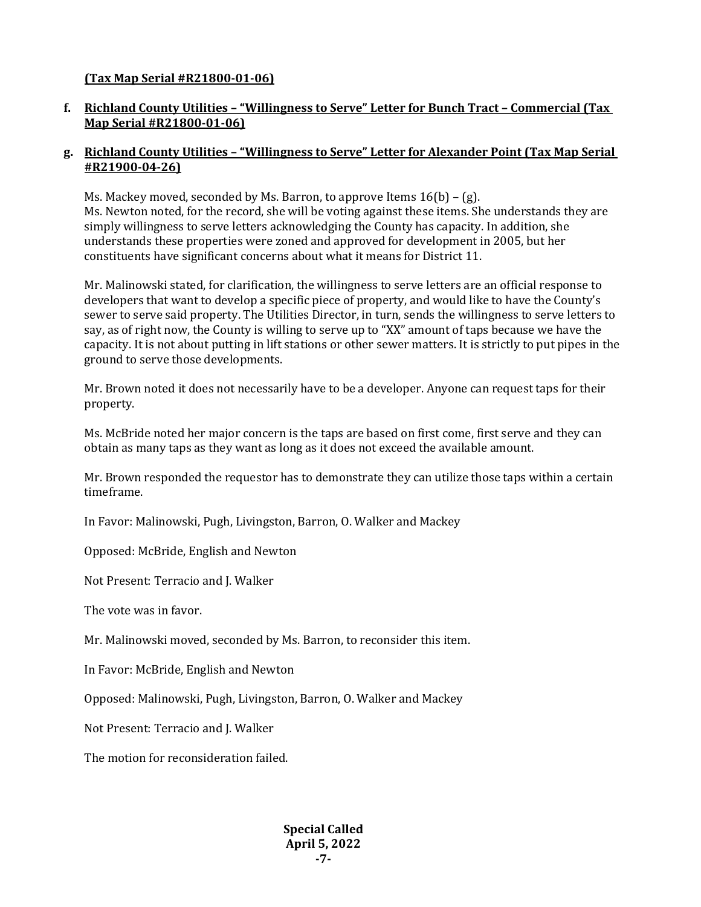**(Tax Map Serial #R21800-01-06)**

**f. Richland County Utilities – "Willingness to Serve" Letter for Bunch Tract – Commercial (Tax Map Serial #R21800-01-06)**

**g. Richland County Utilities – "Willingness to Serve" Letter for Alexander Point (Tax Map Serial #R21900-04-26)**

Ms. Mackey moved, seconded by Ms. Barron, to approve Items 16(b) – (g).
Ms. Newton noted, for the record, she will be voting against these items. She understands they are simply willingness to serve letters acknowledging the County has capacity. In addition, she understands these properties were zoned and approved for development in 2005, but her constituents have significant concerns about what it means for District 11.

Mr. Malinowski stated, for clarification, the willingness to serve letters are an official response to developers that want to develop a specific piece of property, and would like to have the County's sewer to serve said property. The Utilities Director, in turn, sends the willingness to serve letters to say, as of right now, the County is willing to serve up to "XX" amount of taps because we have the capacity. It is not about putting in lift stations or other sewer matters. It is strictly to put pipes in the ground to serve those developments.

Mr. Brown noted it does not necessarily have to be a developer. Anyone can request taps for their property.

Ms. McBride noted her major concern is the taps are based on first come, first serve and they can obtain as many taps as they want as long as it does not exceed the available amount.

Mr. Brown responded the requestor has to demonstrate they can utilize those taps within a certain timeframe.

In Favor: Malinowski, Pugh, Livingston, Barron, O. Walker and Mackey

Opposed: McBride, English and Newton

Not Present: Terracio and J. Walker

The vote was in favor.

Mr. Malinowski moved, seconded by Ms. Barron, to reconsider this item.

In Favor: McBride, English and Newton

Opposed: Malinowski, Pugh, Livingston, Barron, O. Walker and Mackey

Not Present: Terracio and J. Walker

The motion for reconsideration failed.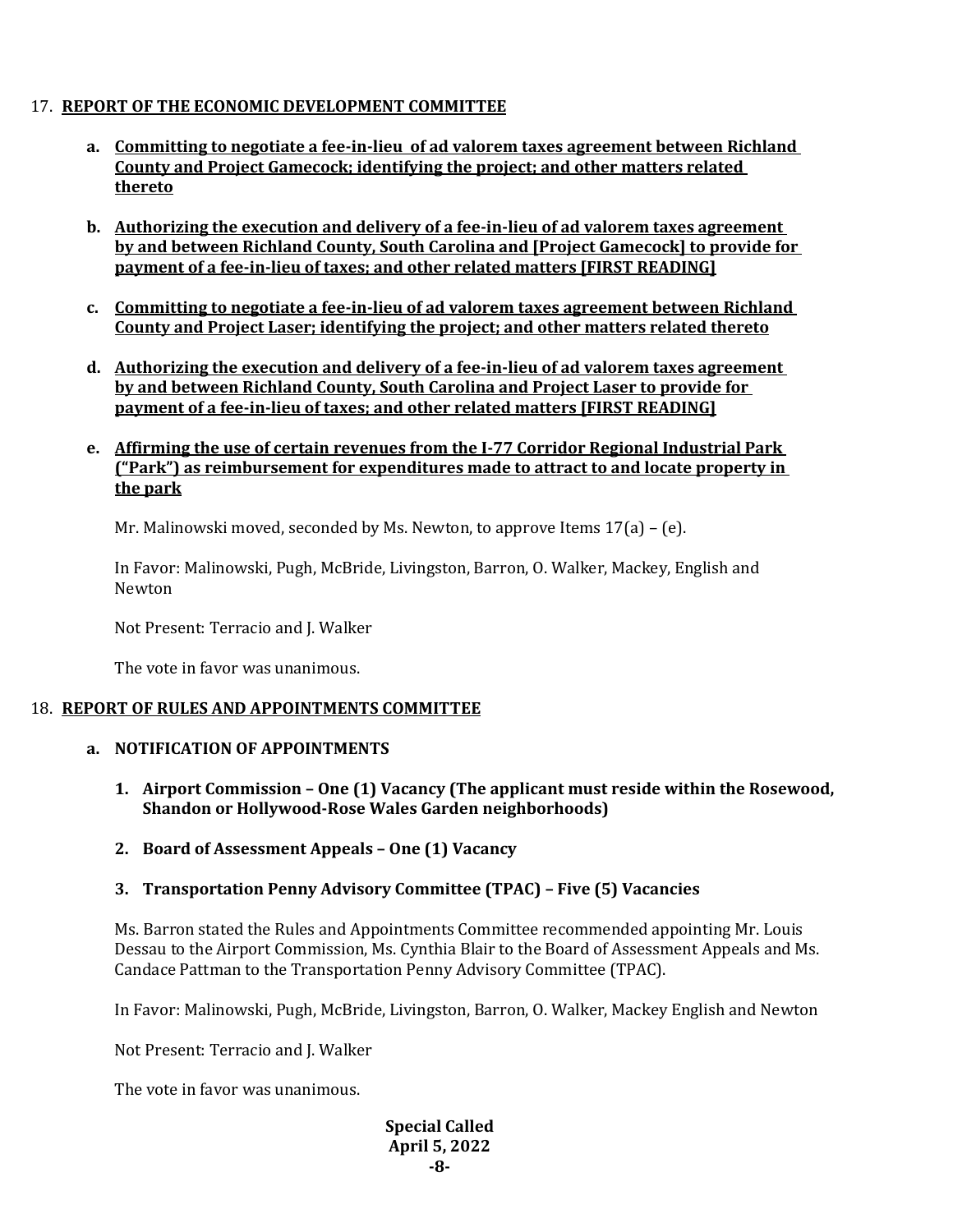17. **REPORT OF THE ECONOMIC DEVELOPMENT COMMITTEE**

   a. **Committing to negotiate a fee-in-lieu of ad valorem taxes agreement between Richland County and Project Gamecock; identifying the project; and other matters related thereto**

   b. **Authorizing the execution and delivery of a fee-in-lieu of ad valorem taxes agreement by and between Richland County, South Carolina and [Project Gamecock] to provide for payment of a fee-in-lieu of taxes; and other related matters [FIRST READING]**

   c. **Committing to negotiate a fee-in-lieu of ad valorem taxes agreement between Richland County and Project Laser; identifying the project; and other matters related thereto**

   d. **Authorizing the execution and delivery of a fee-in-lieu of ad valorem taxes agreement by and between Richland County, South Carolina and Project Laser to provide for payment of a fee-in-lieu of taxes; and other related matters [FIRST READING]**

   e. **Affirming the use of certain revenues from the I-77 Corridor Regional Industrial Park ("Park") as reimbursement for expenditures made to attract to and locate property in the park**

   Mr. Malinowski moved, seconded by Ms. Newton, to approve Items 17(a) – (e).

   In Favor: Malinowski, Pugh, McBride, Livingston, Barron, O. Walker, Mackey, English and Newton

   Not Present: Terracio and J. Walker

   The vote in favor was unanimous.

18. **REPORT OF RULES AND APPOINTMENTS COMMITTEE**

   a. **NOTIFICATION OF APPOINTMENTS**

      1. **Airport Commission – One (1) Vacancy (The applicant must reside within the Rosewood, Shandon or Hollywood-Rose Wales Garden neighborhoods)**

      2. **Board of Assessment Appeals – One (1) Vacancy**

      3. **Transportation Penny Advisory Committee (TPAC) – Five (5) Vacancies**

   Ms. Barron stated the Rules and Appointments Committee recommended appointing Mr. Louis Dessau to the Airport Commission, Ms. Cynthia Blair to the Board of Assessment Appeals and Ms. Candace Pattman to the Transportation Penny Advisory Committee (TPAC).

   In Favor: Malinowski, Pugh, McBride, Livingston, Barron, O. Walker, Mackey English and Newton

   Not Present: Terracio and J. Walker

   The vote in favor was unanimous.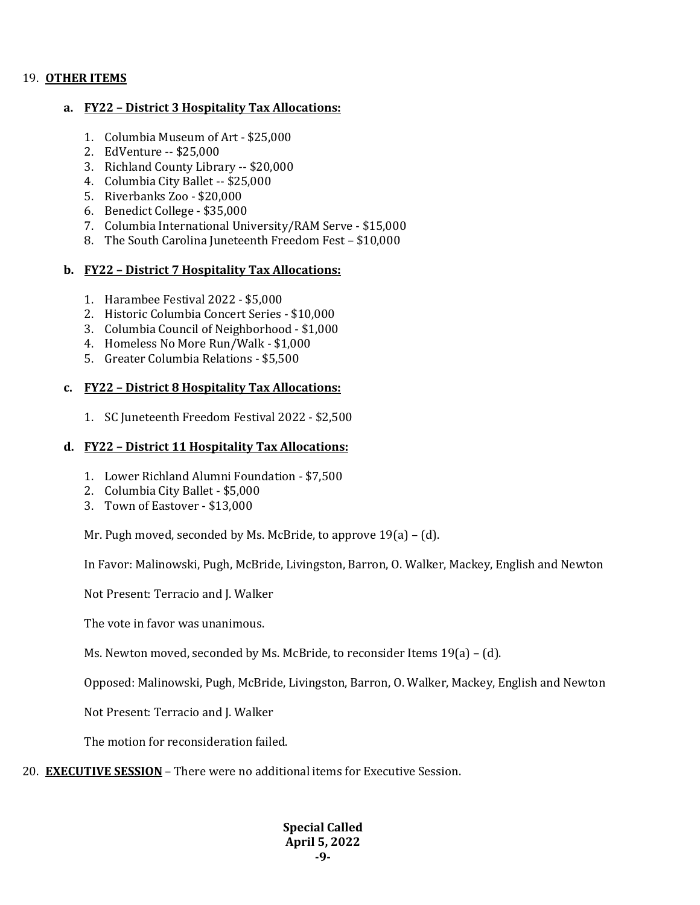19. **OTHER ITEMS**

 a. **FY22 – District 3 Hospitality Tax Allocations:**

 1. Columbia Museum of Art - $25,000
 2. EdVenture -- $25,000
 3. Richland County Library -- $20,000
 4. Columbia City Ballet -- $25,000
 5. Riverbanks Zoo - $20,000
 6. Benedict College - $35,000
 7. Columbia International University/RAM Serve - $15,000
 8. The South Carolina Juneteenth Freedom Fest – $10,000

 b. **FY22 – District 7 Hospitality Tax Allocations:**

 1. Harambee Festival 2022 - $5,000
 2. Historic Columbia Concert Series - $10,000
 3. Columbia Council of Neighborhood - $1,000
 4. Homeless No More Run/Walk - $1,000
 5. Greater Columbia Relations - $5,500

 c. **FY22 – District 8 Hospitality Tax Allocations:**

 1. SC Juneteenth Freedom Festival 2022 - $2,500

 d. **FY22 – District 11 Hospitality Tax Allocations:**

 1. Lower Richland Alumni Foundation - $7,500
 2. Columbia City Ballet - $5,000
 3. Town of Eastover - $13,000

 Mr. Pugh moved, seconded by Ms. McBride, to approve 19(a) – (d).

 In Favor: Malinowski, Pugh, McBride, Livingston, Barron, O. Walker, Mackey, English and Newton

 Not Present: Terracio and J. Walker

 The vote in favor was unanimous.

 Ms. Newton moved, seconded by Ms. McBride, to reconsider Items 19(a) – (d).

 Opposed: Malinowski, Pugh, McBride, Livingston, Barron, O. Walker, Mackey, English and Newton

 Not Present: Terracio and J. Walker

 The motion for reconsideration failed.

20. **EXECUTIVE SESSION** – There were no additional items for Executive Session.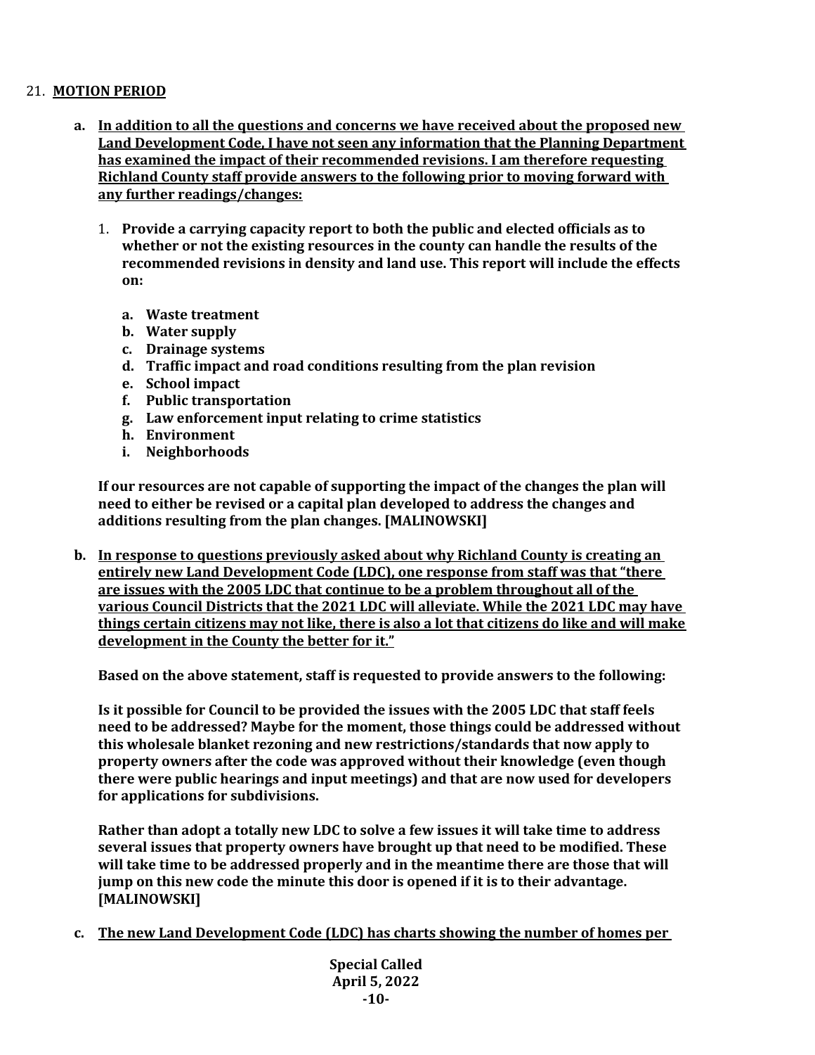21. **MOTION PERIOD**

    a. **<u>In addition to all the questions and concerns we have received about the proposed new Land Development Code, I have not seen any information that the Planning Department has examined the impact of their recommended revisions. I am therefore requesting Richland County staff provide answers to the following prior to moving forward with any further readings/changes:</u>**

        1. **Provide a carrying capacity report to both the public and elected officials as to whether or not the existing resources in the county can handle the results of the recommended revisions in density and land use. This report will include the effects on:**

            a. **Waste treatment**
            b. **Water supply**
            c. **Drainage systems**
            d. **Traffic impact and road conditions resulting from the plan revision**
            e. **School impact**
            f. **Public transportation**
            g. **Law enforcement input relating to crime statistics**
            h. **Environment**
            i. **Neighborhoods**

        **If our resources are not capable of supporting the impact of the changes the plan will need to either be revised or a capital plan developed to address the changes and additions resulting from the plan changes. [MALINOWSKI]**

    b. **<u>In response to questions previously asked about why Richland County is creating an entirely new Land Development Code (LDC), one response from staff was that "there are issues with the 2005 LDC that continue to be a problem throughout all of the various Council Districts that the 2021 LDC will alleviate. While the 2021 LDC may have things certain citizens may not like, there is also a lot that citizens do like and will make development in the County the better for it."</u>**

        **Based on the above statement, staff is requested to provide answers to the following:**

        **Is it possible for Council to be provided the issues with the 2005 LDC that staff feels need to be addressed? Maybe for the moment, those things could be addressed without this wholesale blanket rezoning and new restrictions/standards that now apply to property owners after the code was approved without their knowledge (even though there were public hearings and input meetings) and that are now used for developers for applications for subdivisions.**

        **Rather than adopt a totally new LDC to solve a few issues it will take time to address several issues that property owners have brought up that need to be modified. These will take time to be addressed properly and in the meantime there are those that will jump on this new code the minute this door is opened if it is to their advantage. [MALINOWSKI]**

    c. **<u>The new Land Development Code (LDC) has charts showing the number of homes per</u>**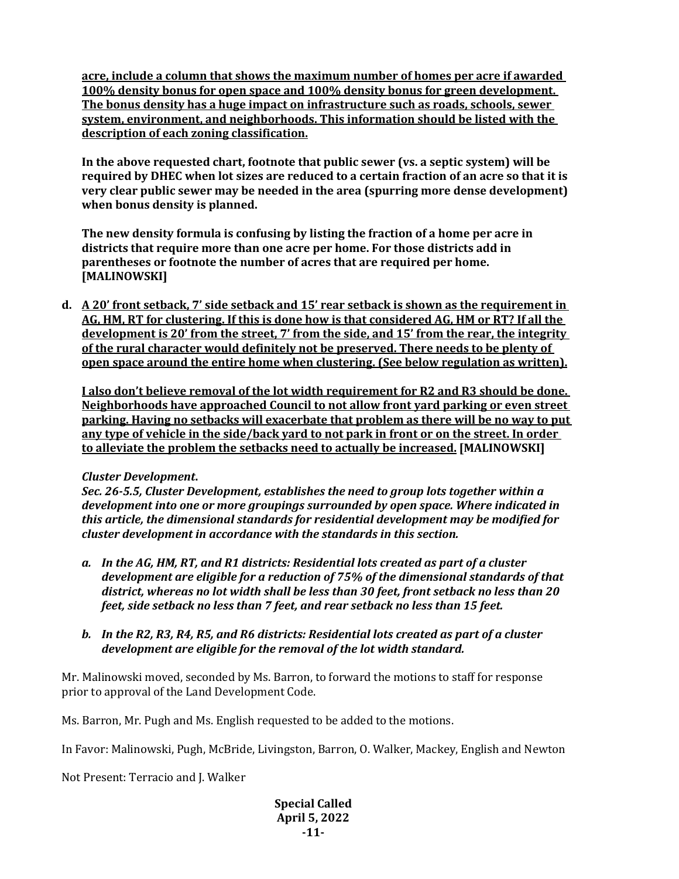**acre, include a column that shows the maximum number of homes per acre if awarded 100% density bonus for open space and 100% density bonus for green development. The bonus density has a huge impact on infrastructure such as roads, schools, sewer system, environment, and neighborhoods. This information should be listed with the description of each zoning classification.**

**In the above requested chart, footnote that public sewer (vs. a septic system) will be required by DHEC when lot sizes are reduced to a certain fraction of an acre so that it is very clear public sewer may be needed in the area (spurring more dense development) when bonus density is planned.**

**The new density formula is confusing by listing the fraction of a home per acre in districts that require more than one acre per home. For those districts add in parentheses or footnote the number of acres that are required per home. [MALINOWSKI]**

**d. A 20' front setback, 7' side setback and 15' rear setback is shown as the requirement in AG, HM, RT for clustering. If this is done how is that considered AG, HM or RT? If all the development is 20' from the street, 7' from the side, and 15' from the rear, the integrity of the rural character would definitely not be preserved. There needs to be plenty of open space around the entire home when clustering. (See below regulation as written).**

**I also don't believe removal of the lot width requirement for R2 and R3 should be done. Neighborhoods have approached Council to not allow front yard parking or even street parking. Having no setbacks will exacerbate that problem as there will be no way to put any type of vehicle in the side/back yard to not park in front or on the street. In order to alleviate the problem the setbacks need to actually be increased. [MALINOWSKI]**

***Cluster Development.***
***Sec. 26-5.5, Cluster Development, establishes the need to group lots together within a development into one or more groupings surrounded by open space. Where indicated in this article, the dimensional standards for residential development may be modified for cluster development in accordance with the standards in this section.***

- ***a. In the AG, HM, RT, and R1 districts: Residential lots created as part of a cluster development are eligible for a reduction of 75% of the dimensional standards of that district, whereas no lot width shall be less than 30 feet, front setback no less than 20 feet, side setback no less than 7 feet, and rear setback no less than 15 feet.***

- ***b. In the R2, R3, R4, R5, and R6 districts: Residential lots created as part of a cluster development are eligible for the removal of the lot width standard.***

Mr. Malinowski moved, seconded by Ms. Barron, to forward the motions to staff for response prior to approval of the Land Development Code.

Ms. Barron, Mr. Pugh and Ms. English requested to be added to the motions.

In Favor: Malinowski, Pugh, McBride, Livingston, Barron, O. Walker, Mackey, English and Newton

Not Present: Terracio and J. Walker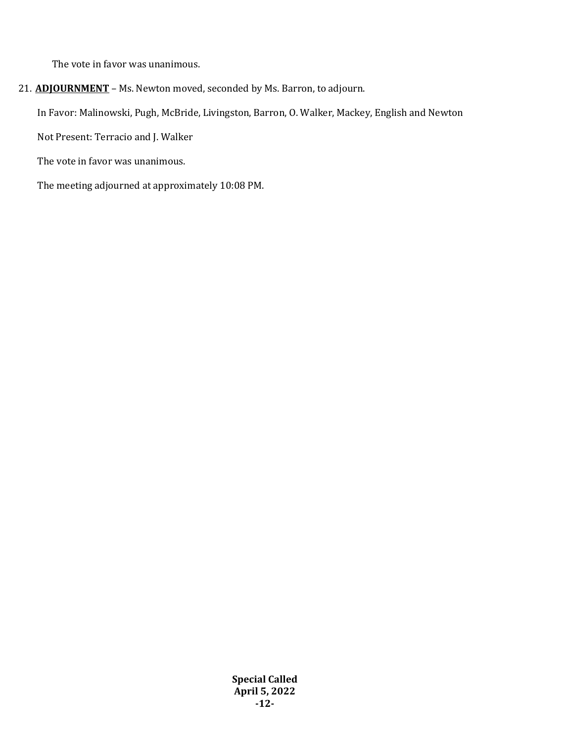The vote in favor was unanimous.

21. **ADJOURNMENT** – Ms. Newton moved, seconded by Ms. Barron, to adjourn.

    In Favor: Malinowski, Pugh, McBride, Livingston, Barron, O. Walker, Mackey, English and Newton

    Not Present: Terracio and J. Walker

    The vote in favor was unanimous.

    The meeting adjourned at approximately 10:08 PM.